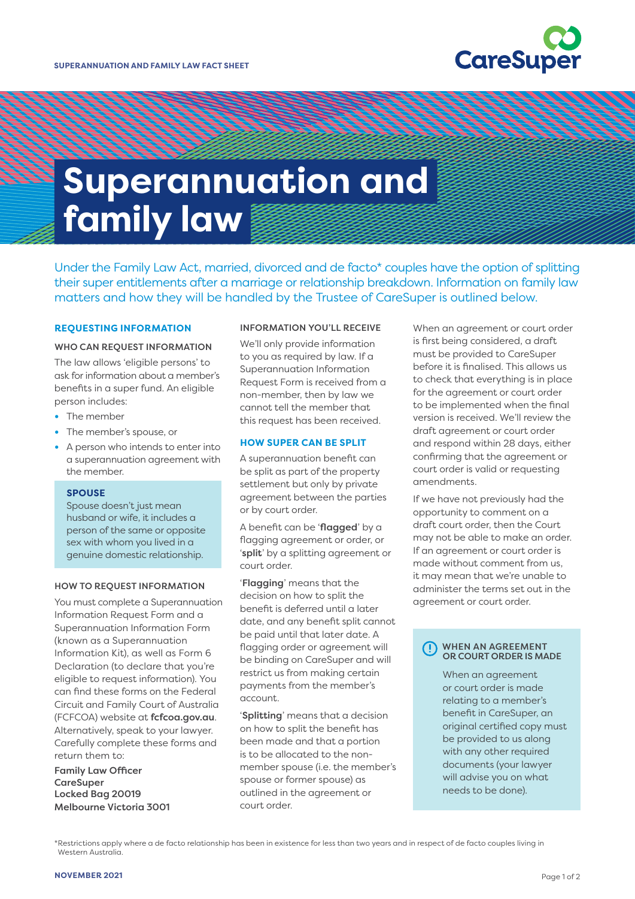SUPERANNUATION AND FAMILY LAW FACT SHEET

# Superannuation and family law

Under the Family Law Act, married, divorced and de facto* couples have the option of splitting their super entitlements after a marriage or relationship breakdown. Information on family law matters and how they will be handled by the Trustee of CareSuper is outlined below.

## REQUESTING INFORMATION

### WHO CAN REQUEST INFORMATION

The law allows 'eligible persons' to ask for information about a member's benefits in a super fund. An eligible person includes:

- The member
- The member's spouse, or
- A person who intends to enter into a superannuation agreement with the member.

**SPOUSE**

Spouse doesn't just mean husband or wife, it includes a person of the same or opposite sex with whom you lived in a genuine domestic relationship.

### HOW TO REQUEST INFORMATION

You must complete a Superannuation Information Request Form and a Superannuation Information Form (known as a Superannuation Information Kit), as well as Form 6 Declaration (to declare that you're eligible to request information). You can find these forms on the Federal Circuit and Family Court of Australia (FCFCOA) website at **fcfcoa.gov.au**. Alternatively, speak to your lawyer. Carefully complete these forms and return them to:

**Family Law Officer**
**CareSuper**
**Locked Bag 20019**
**Melbourne Victoria 3001**

### INFORMATION YOU'LL RECEIVE

We'll only provide information to you as required by law. If a Superannuation Information Request Form is received from a non-member, then by law we cannot tell the member that this request has been received.

## HOW SUPER CAN BE SPLIT

A superannuation benefit can be split as part of the property settlement but only by private agreement between the parties or by court order.

A benefit can be '**flagged**' by a flagging agreement or order, or '**split**' by a splitting agreement or court order.

'**Flagging**' means that the decision on how to split the benefit is deferred until a later date, and any benefit split cannot be paid until that later date. A flagging order or agreement will be binding on CareSuper and will restrict us from making certain payments from the member's account.

'**Splitting**' means that a decision on how to split the benefit has been made and that a portion is to be allocated to the non-member spouse (i.e. the member's spouse or former spouse) as outlined in the agreement or court order.

When an agreement or court order is first being considered, a draft must be provided to CareSuper before it is finalised. This allows us to check that everything is in place for the agreement or court order to be implemented when the final version is received. We'll review the draft agreement or court order and respond within 28 days, either confirming that the agreement or court order is valid or requesting amendments.

If we have not previously had the opportunity to comment on a draft court order, then the Court may not be able to make an order. If an agreement or court order is made without comment from us, it may mean that we're unable to administer the terms set out in the agreement or court order.

**WHEN AN AGREEMENT OR COURT ORDER IS MADE**

When an agreement or court order is made relating to a member's benefit in CareSuper, an original certified copy must be provided to us along with any other required documents (your lawyer will advise you on what needs to be done).

*Restrictions apply where a de facto relationship has been in existence for less than two years and in respect of de facto couples living in Western Australia.

NOVEMBER 2021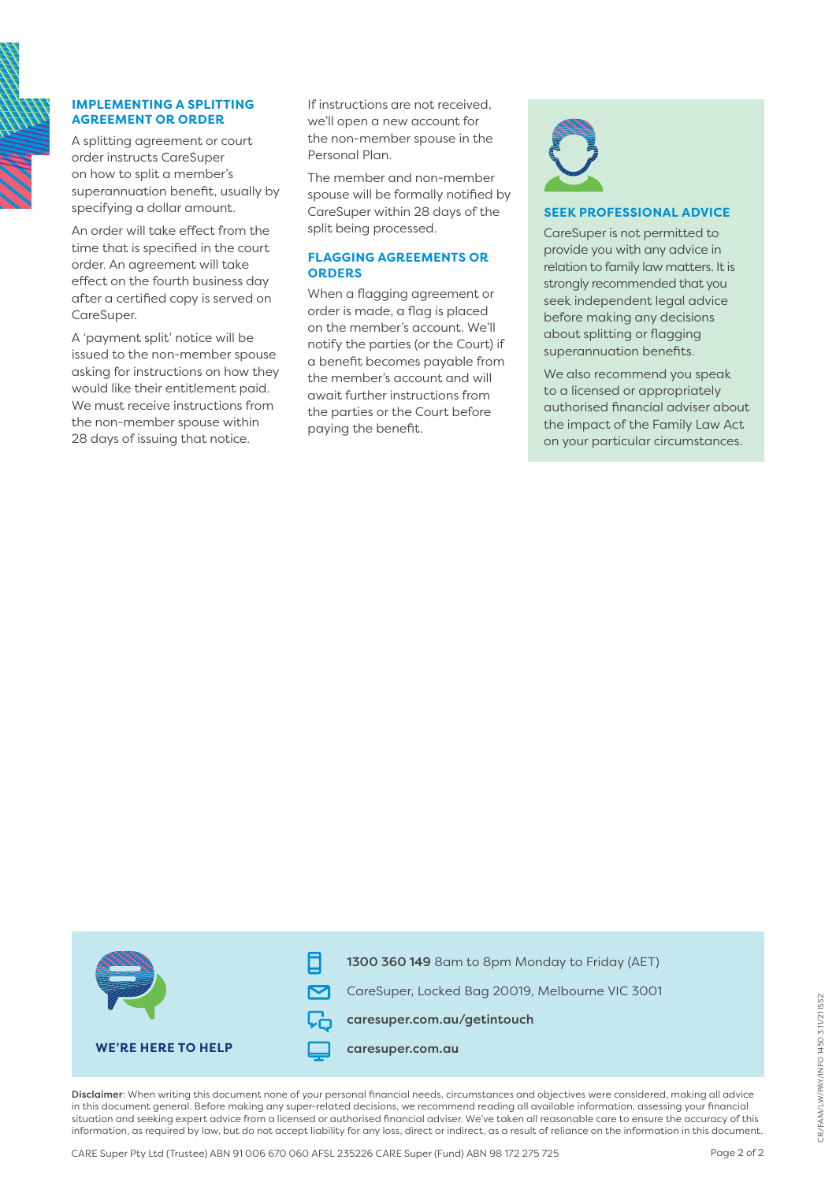## IMPLEMENTING A SPLITTING AGREEMENT OR ORDER

A splitting agreement or court order instructs CareSuper on how to split a member's superannuation benefit, usually by specifying a dollar amount.

An order will take effect from the time that is specified in the court order. An agreement will take effect on the fourth business day after a certified copy is served on CareSuper.

A 'payment split' notice will be issued to the non-member spouse asking for instructions on how they would like their entitlement paid. We must receive instructions from the non-member spouse within 28 days of issuing that notice.

If instructions are not received, we'll open a new account for the non-member spouse in the Personal Plan.

The member and non-member spouse will be formally notified by CareSuper within 28 days of the split being processed.

## FLAGGING AGREEMENTS OR ORDERS

When a flagging agreement or order is made, a flag is placed on the member's account. We'll notify the parties (or the Court) if a benefit becomes payable from the member's account and will await further instructions from the parties or the Court before paying the benefit.

## SEEK PROFESSIONAL ADVICE

CareSuper is not permitted to provide you with any advice in relation to family law matters. It is strongly recommended that you seek independent legal advice before making any decisions about splitting or flagging superannuation benefits.

We also recommend you speak to a licensed or appropriately authorised financial adviser about the impact of the Family Law Act on your particular circumstances.

**WE'RE HERE TO HELP**

**1300 360 149** 8am to 8pm Monday to Friday (AET)

CareSuper, Locked Bag 20019, Melbourne VIC 3001

**caresuper.com.au/getintouch**

**caresuper.com.au**

**Disclaimer**: When writing this document none of your personal financial needs, circumstances and objectives were considered, making all advice in this document general. Before making any super-related decisions, we recommend reading all available information, assessing your financial situation and seeking expert advice from a licensed or authorised financial adviser. We've taken all reasonable care to ensure the accuracy of this information, as required by law, but do not accept liability for any loss, direct or indirect, as a result of reliance on the information in this document.

CARE Super Pty Ltd (Trustee) ABN 91 006 670 060 AFSL 235226 CARE Super (Fund) ABN 98 172 275 725

CR/FAM/LW/PAY/INFO 1450.3 11/21 ISS2